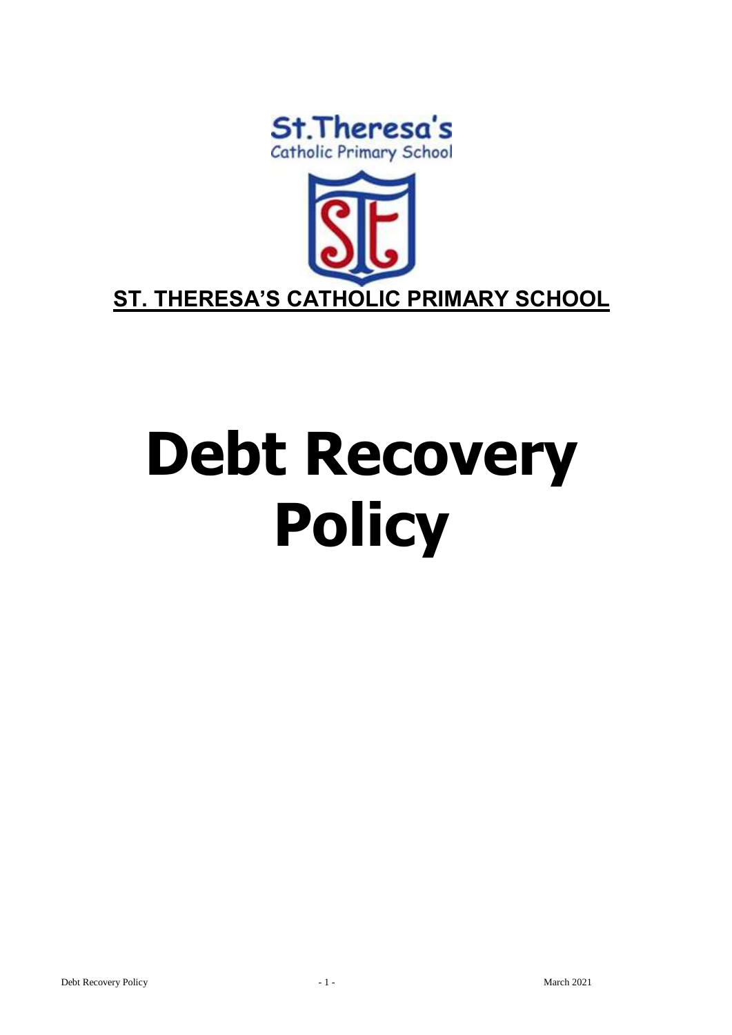St.Theresa's
Catholic Primary School

**ST. THERESA'S CATHOLIC PRIMARY SCHOOL**

# Debt Recovery Policy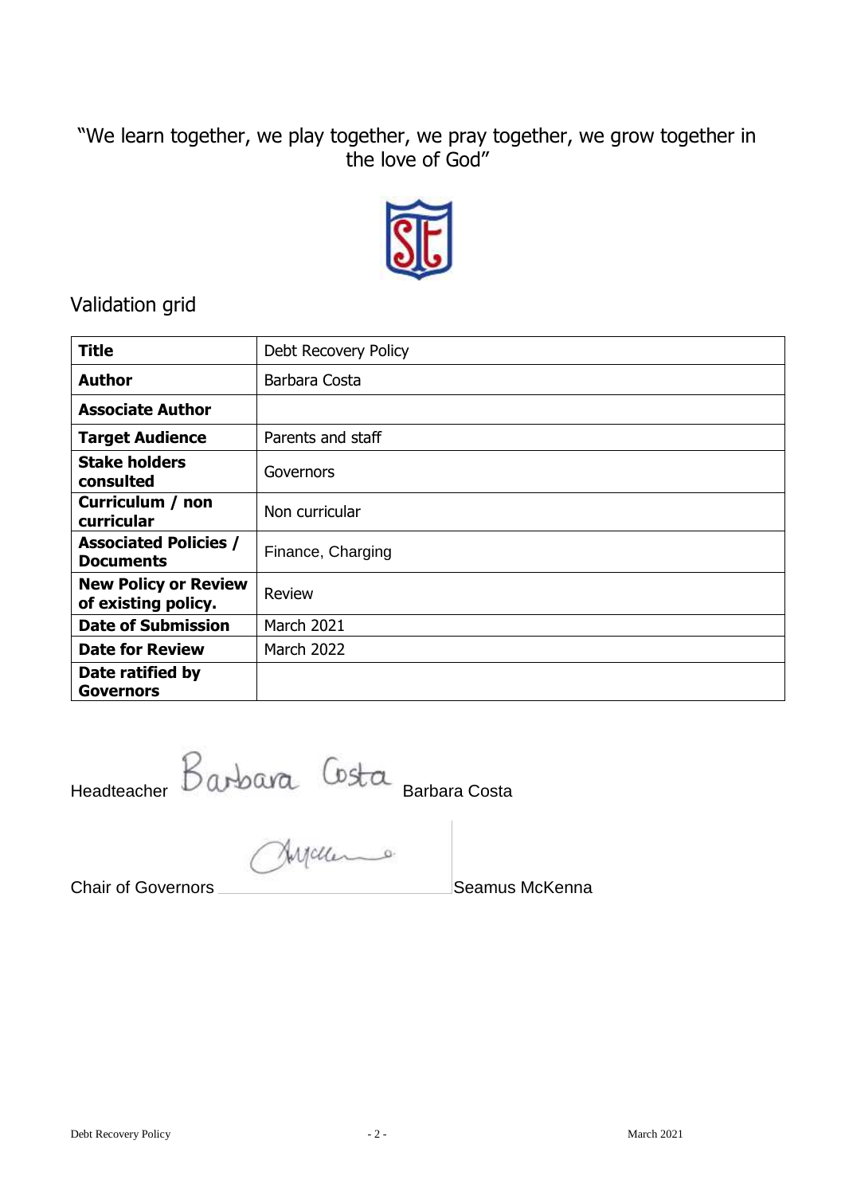"We learn together, we play together, we pray together, we grow together in the love of God"

## Validation grid

| **Title** | Debt Recovery Policy |
|---|---|
| **Author** | Barbara Costa |
| **Associate Author** | |
| **Target Audience** | Parents and staff |
| **Stake holders consulted** | Governors |
| **Curriculum / non curricular** | Non curricular |
| **Associated Policies / Documents** | Finance, Charging |
| **New Policy or Review of existing policy.** | Review |
| **Date of Submission** | March 2021 |
| **Date for Review** | March 2022 |
| **Date ratified by Governors** | |

Headteacher Barbara Costa Barbara Costa

Chair of Governors \_\_\_\_\_\_\_\_\_\_\_\_\_\_\_\_ Seamus McKenna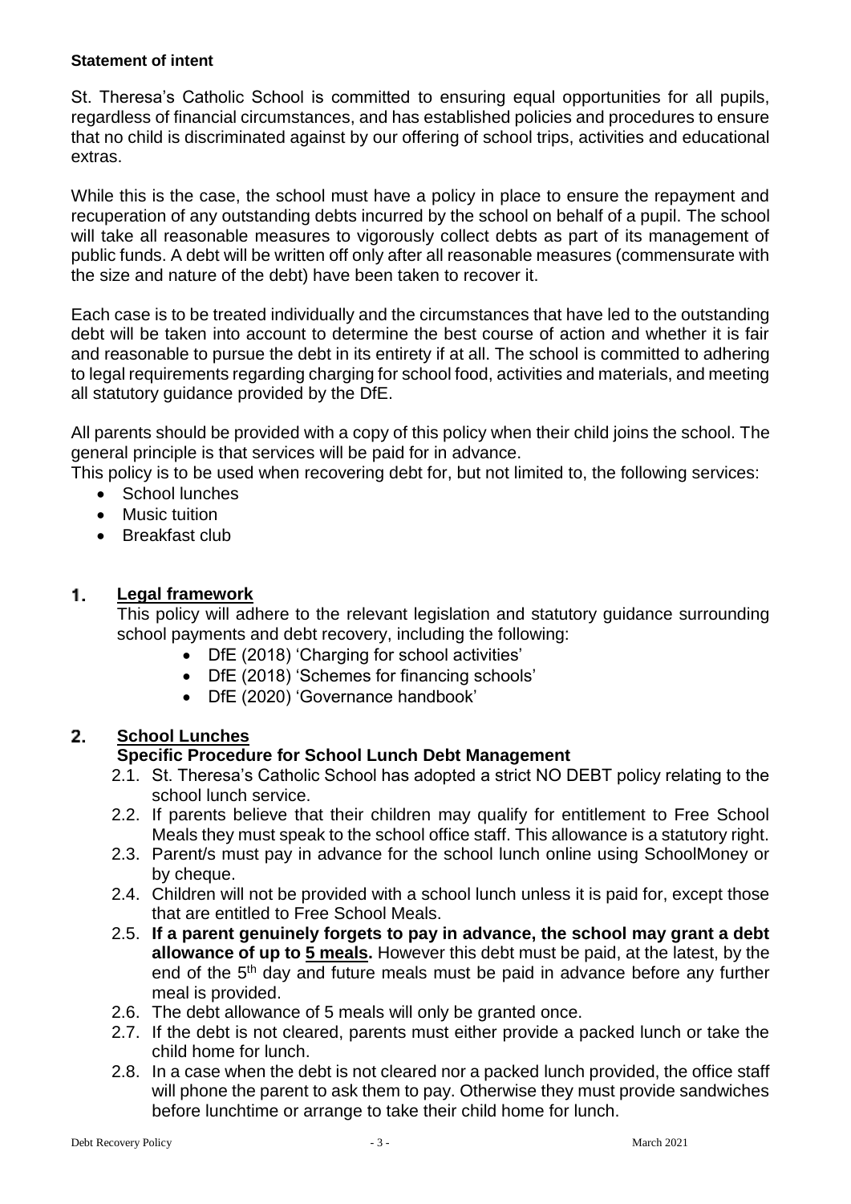**Statement of intent**

St. Theresa's Catholic School is committed to ensuring equal opportunities for all pupils, regardless of financial circumstances, and has established policies and procedures to ensure that no child is discriminated against by our offering of school trips, activities and educational extras.

While this is the case, the school must have a policy in place to ensure the repayment and recuperation of any outstanding debts incurred by the school on behalf of a pupil. The school will take all reasonable measures to vigorously collect debts as part of its management of public funds. A debt will be written off only after all reasonable measures (commensurate with the size and nature of the debt) have been taken to recover it.

Each case is to be treated individually and the circumstances that have led to the outstanding debt will be taken into account to determine the best course of action and whether it is fair and reasonable to pursue the debt in its entirety if at all. The school is committed to adhering to legal requirements regarding charging for school food, activities and materials, and meeting all statutory guidance provided by the DfE.

All parents should be provided with a copy of this policy when their child joins the school. The general principle is that services will be paid for in advance.

This policy is to be used when recovering debt for, but not limited to, the following services:

- School lunches
- Music tuition
- Breakfast club

## 1. Legal framework

This policy will adhere to the relevant legislation and statutory guidance surrounding school payments and debt recovery, including the following:

- DfE (2018) 'Charging for school activities'
- DfE (2018) 'Schemes for financing schools'
- DfE (2020) 'Governance handbook'

## 2. School Lunches

### Specific Procedure for School Lunch Debt Management

2.1. St. Theresa's Catholic School has adopted a strict NO DEBT policy relating to the school lunch service.

2.2. If parents believe that their children may qualify for entitlement to Free School Meals they must speak to the school office staff. This allowance is a statutory right.

2.3. Parent/s must pay in advance for the school lunch online using SchoolMoney or by cheque.

2.4. Children will not be provided with a school lunch unless it is paid for, except those that are entitled to Free School Meals.

2.5. **If a parent genuinely forgets to pay in advance, the school may grant a debt allowance of up to <u>5 meals</u>.** However this debt must be paid, at the latest, by the end of the 5th day and future meals must be paid in advance before any further meal is provided.

2.6. The debt allowance of 5 meals will only be granted once.

2.7. If the debt is not cleared, parents must either provide a packed lunch or take the child home for lunch.

2.8. In a case when the debt is not cleared nor a packed lunch provided, the office staff will phone the parent to ask them to pay. Otherwise they must provide sandwiches before lunchtime or arrange to take their child home for lunch.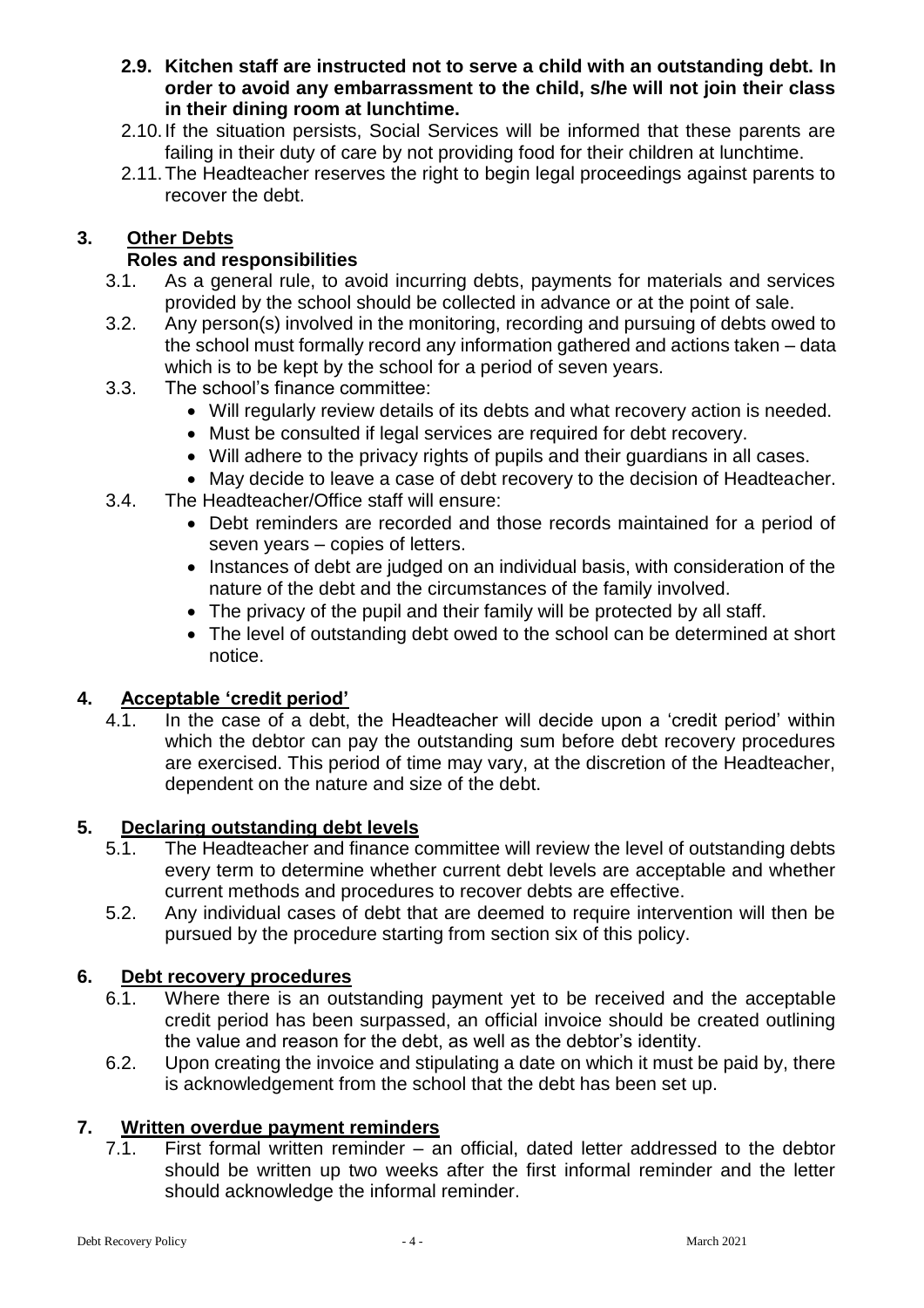**2.9. Kitchen staff are instructed not to serve a child with an outstanding debt. In order to avoid any embarrassment to the child, s/he will not join their class in their dining room at lunchtime.**

2.10. If the situation persists, Social Services will be informed that these parents are failing in their duty of care by not providing food for their children at lunchtime.

2.11. The Headteacher reserves the right to begin legal proceedings against parents to recover the debt.

## 3. Other Debts

### Roles and responsibilities

3.1. As a general rule, to avoid incurring debts, payments for materials and services provided by the school should be collected in advance or at the point of sale.

3.2. Any person(s) involved in the monitoring, recording and pursuing of debts owed to the school must formally record any information gathered and actions taken – data which is to be kept by the school for a period of seven years.

3.3. The school's finance committee:

- Will regularly review details of its debts and what recovery action is needed.
- Must be consulted if legal services are required for debt recovery.
- Will adhere to the privacy rights of pupils and their guardians in all cases.
- May decide to leave a case of debt recovery to the decision of Headteacher.

3.4. The Headteacher/Office staff will ensure:

- Debt reminders are recorded and those records maintained for a period of seven years – copies of letters.
- Instances of debt are judged on an individual basis, with consideration of the nature of the debt and the circumstances of the family involved.
- The privacy of the pupil and their family will be protected by all staff.
- The level of outstanding debt owed to the school can be determined at short notice.

## 4. Acceptable 'credit period'

4.1. In the case of a debt, the Headteacher will decide upon a 'credit period' within which the debtor can pay the outstanding sum before debt recovery procedures are exercised. This period of time may vary, at the discretion of the Headteacher, dependent on the nature and size of the debt.

## 5. Declaring outstanding debt levels

5.1. The Headteacher and finance committee will review the level of outstanding debts every term to determine whether current debt levels are acceptable and whether current methods and procedures to recover debts are effective.

5.2. Any individual cases of debt that are deemed to require intervention will then be pursued by the procedure starting from section six of this policy.

## 6. Debt recovery procedures

6.1. Where there is an outstanding payment yet to be received and the acceptable credit period has been surpassed, an official invoice should be created outlining the value and reason for the debt, as well as the debtor's identity.

6.2. Upon creating the invoice and stipulating a date on which it must be paid by, there is acknowledgement from the school that the debt has been set up.

## 7. Written overdue payment reminders

7.1. First formal written reminder – an official, dated letter addressed to the debtor should be written up two weeks after the first informal reminder and the letter should acknowledge the informal reminder.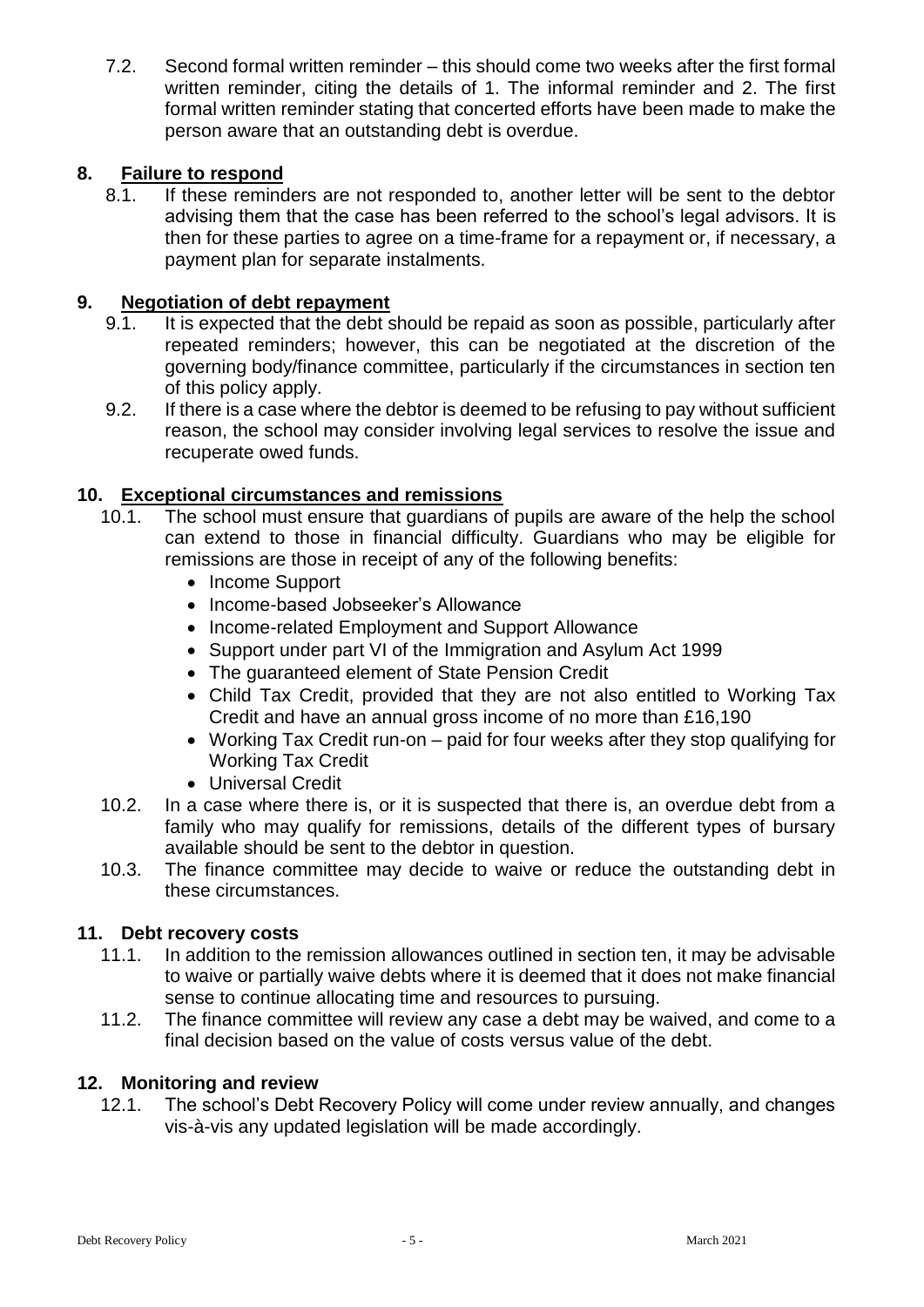7.2. Second formal written reminder – this should come two weeks after the first formal written reminder, citing the details of 1. The informal reminder and 2. The first formal written reminder stating that concerted efforts have been made to make the person aware that an outstanding debt is overdue.

## 8. Failure to respond

8.1. If these reminders are not responded to, another letter will be sent to the debtor advising them that the case has been referred to the school's legal advisors. It is then for these parties to agree on a time-frame for a repayment or, if necessary, a payment plan for separate instalments.

## 9. Negotiation of debt repayment

9.1. It is expected that the debt should be repaid as soon as possible, particularly after repeated reminders; however, this can be negotiated at the discretion of the governing body/finance committee, particularly if the circumstances in section ten of this policy apply.

9.2. If there is a case where the debtor is deemed to be refusing to pay without sufficient reason, the school may consider involving legal services to resolve the issue and recuperate owed funds.

## 10. Exceptional circumstances and remissions

10.1. The school must ensure that guardians of pupils are aware of the help the school can extend to those in financial difficulty. Guardians who may be eligible for remissions are those in receipt of any of the following benefits:

- Income Support
- Income-based Jobseeker's Allowance
- Income-related Employment and Support Allowance
- Support under part VI of the Immigration and Asylum Act 1999
- The guaranteed element of State Pension Credit
- Child Tax Credit, provided that they are not also entitled to Working Tax Credit and have an annual gross income of no more than £16,190
- Working Tax Credit run-on – paid for four weeks after they stop qualifying for Working Tax Credit
- Universal Credit

10.2. In a case where there is, or it is suspected that there is, an overdue debt from a family who may qualify for remissions, details of the different types of bursary available should be sent to the debtor in question.

10.3. The finance committee may decide to waive or reduce the outstanding debt in these circumstances.

## 11. Debt recovery costs

11.1. In addition to the remission allowances outlined in section ten, it may be advisable to waive or partially waive debts where it is deemed that it does not make financial sense to continue allocating time and resources to pursuing.

11.2. The finance committee will review any case a debt may be waived, and come to a final decision based on the value of costs versus value of the debt.

## 12. Monitoring and review

12.1. The school's Debt Recovery Policy will come under review annually, and changes vis-à-vis any updated legislation will be made accordingly.